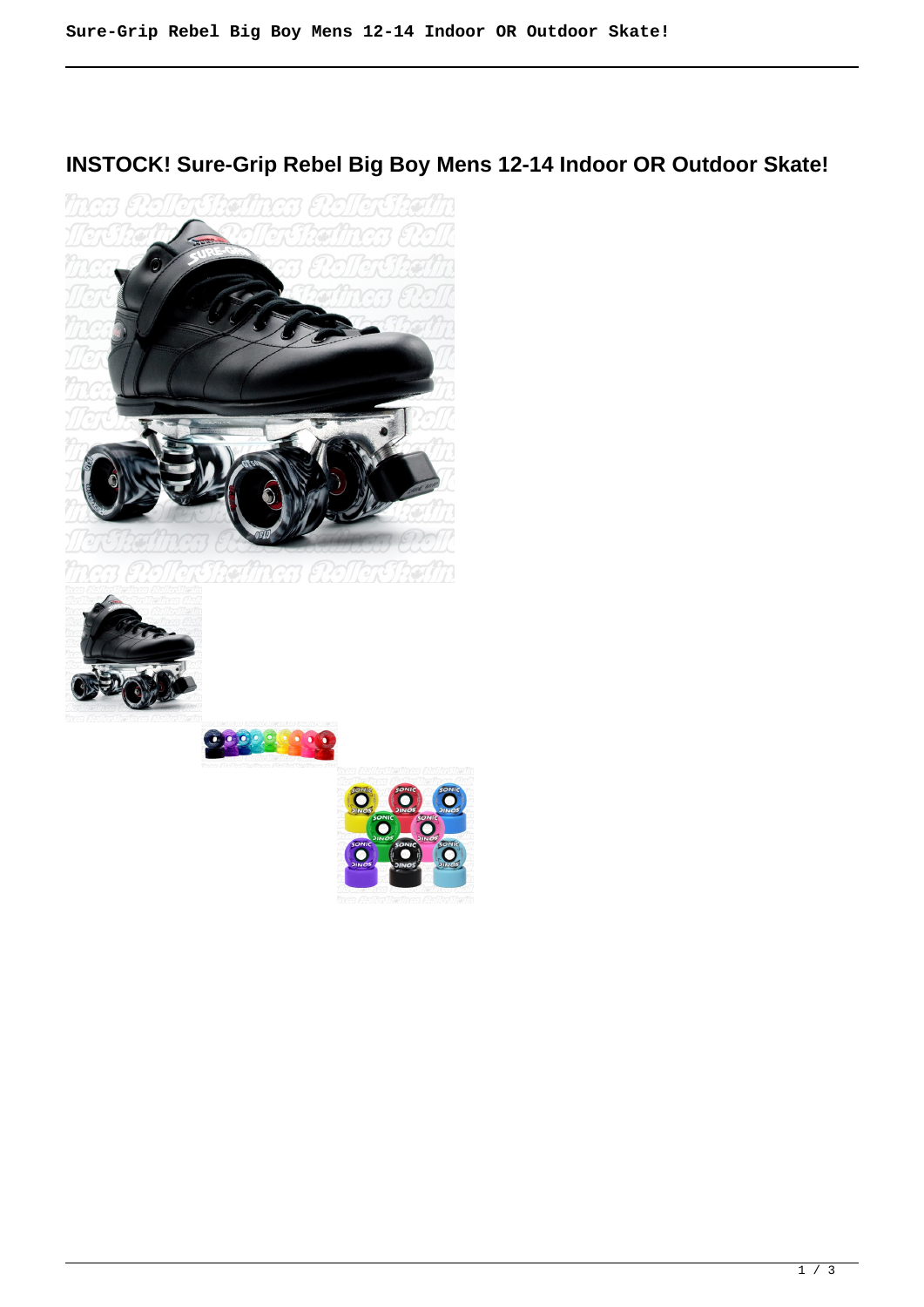# INSTOCK! Sure-Grip Rebel Big Boy Mens 12-14 Indoor OR Outdoor Skate!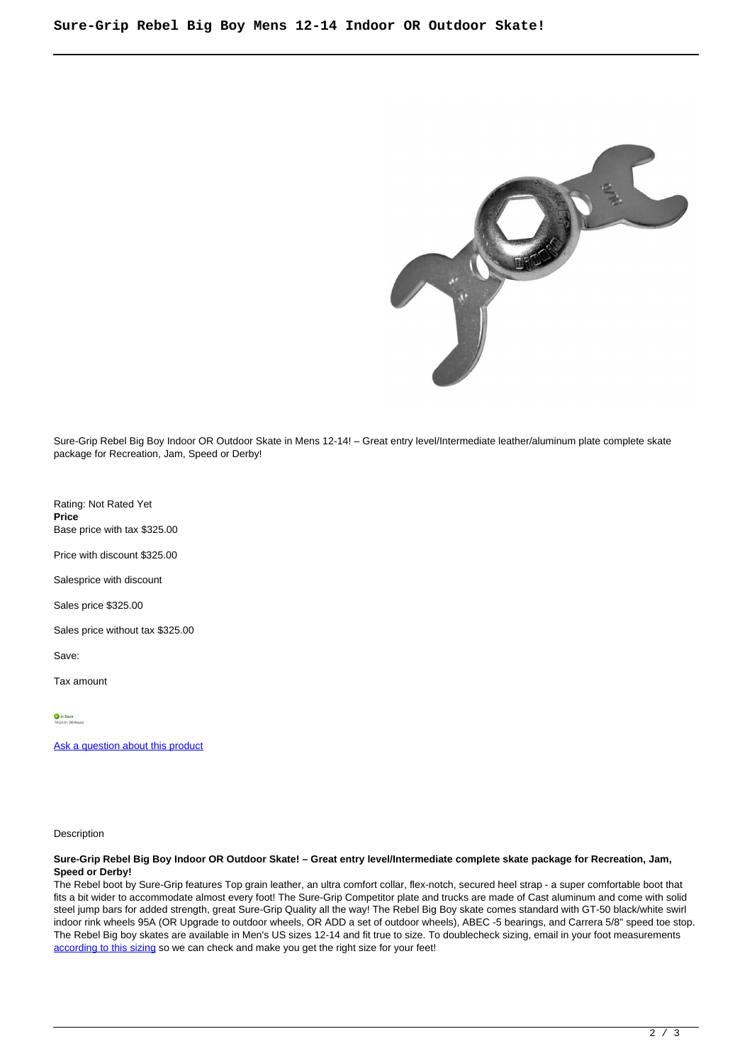Sure-Grip Rebel Big Boy Indoor OR Outdoor Skate in Mens 12-14! – Great entry level/Intermediate leather/aluminum plate complete skate package for Recreation, Jam, Speed or Derby!

Rating: Not Rated Yet
**Price**
Base price with tax $325.00

Price with discount $325.00

Salesprice with discount

Sales price $325.00

Sales price without tax $325.00

Save:

Tax amount

In Stock
Ships in: 24 Hours

[Ask a question about this product]

Description

**Sure-Grip Rebel Big Boy Indoor OR Outdoor Skate! – Great entry level/Intermediate complete skate package for Recreation, Jam, Speed or Derby!**
The Rebel boot by Sure-Grip features Top grain leather, an ultra comfort collar, flex-notch, secured heel strap - a super comfortable boot that fits a bit wider to accommodate almost every foot! The Sure-Grip Competitor plate and trucks are made of Cast aluminum and come with solid steel jump bars for added strength, great Sure-Grip Quality all the way! The Rebel Big Boy skate comes standard with GT-50 black/white swirl indoor rink wheels 95A (OR Upgrade to outdoor wheels, OR ADD a set of outdoor wheels), ABEC -5 bearings, and Carrera 5/8" speed toe stop. The Rebel Big boy skates are available in Men's US sizes 12-14 and fit true to size. To doublecheck sizing, email in your foot measurements [according to this sizing] so we can check and make you get the right size for your feet!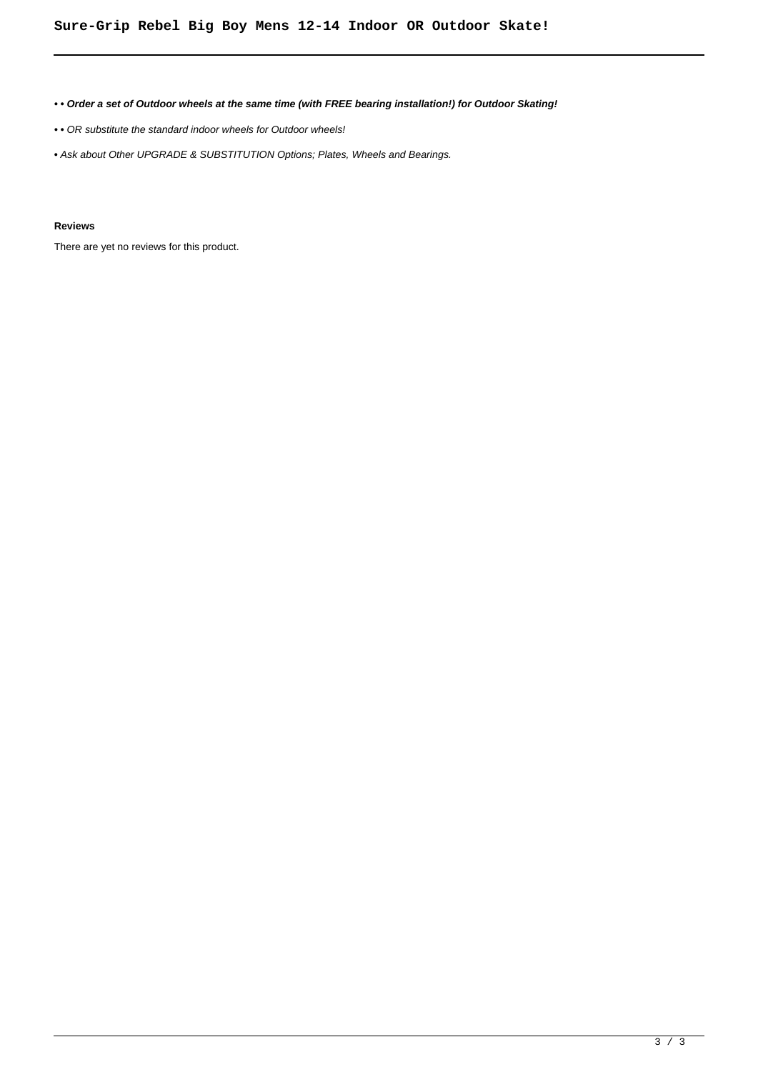• • ***Order a set of Outdoor wheels at the same time (with FREE bearing installation!) for Outdoor Skating!***

• • *OR substitute the standard indoor wheels for Outdoor wheels!*

• *Ask about Other UPGRADE & SUBSTITUTION Options; Plates, Wheels and Bearings.*

**Reviews**

There are yet no reviews for this product.